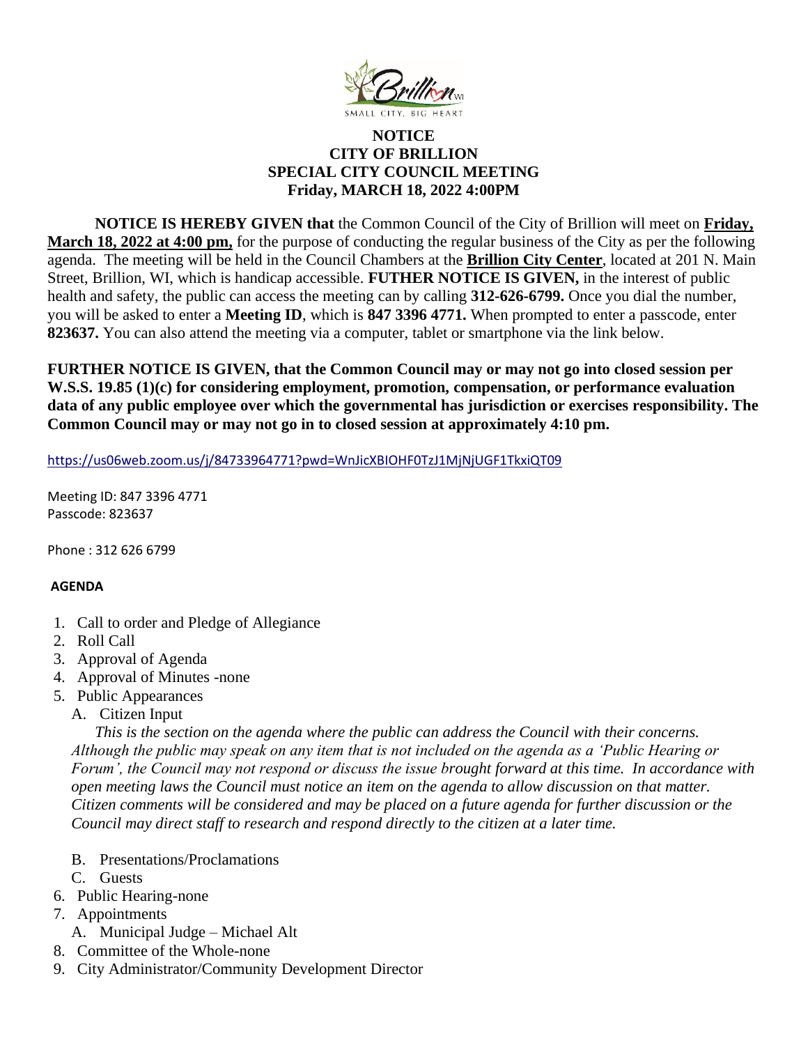# NOTICE
# CITY OF BRILLION
# SPECIAL CITY COUNCIL MEETING
# Friday, MARCH 18, 2022 4:00PM

**NOTICE IS HEREBY GIVEN that** the Common Council of the City of Brillion will meet on **Friday, March 18, 2022 at 4:00 pm,** for the purpose of conducting the regular business of the City as per the following agenda. The meeting will be held in the Council Chambers at the **Brillion City Center**, located at 201 N. Main Street, Brillion, WI, which is handicap accessible. **FUTHER NOTICE IS GIVEN,** in the interest of public health and safety, the public can access the meeting can by calling **312-626-6799.** Once you dial the number, you will be asked to enter a **Meeting ID**, which is **847 3396 4771.** When prompted to enter a passcode, enter **823637.** You can also attend the meeting via a computer, tablet or smartphone via the link below.

**FURTHER NOTICE IS GIVEN, that the Common Council may or may not go into closed session per W.S.S. 19.85 (1)(c) for considering employment, promotion, compensation, or performance evaluation data of any public employee over which the governmental has jurisdiction or exercises responsibility. The Common Council may or may not go in to closed session at approximately 4:10 pm.**

https://us06web.zoom.us/j/84733964771?pwd=WnJicXBIOHF0TzJ1MjNjUGF1TkxiQT09

Meeting ID: 847 3396 4771
Passcode: 823637

Phone : 312 626 6799

**AGENDA**

1. Call to order and Pledge of Allegiance
2. Roll Call
3. Approval of Agenda
4. Approval of Minutes -none
5. Public Appearances
   A. Citizen Input

      *This is the section on the agenda where the public can address the Council with their concerns. Although the public may speak on any item that is not included on the agenda as a 'Public Hearing or Forum', the Council may not respond or discuss the issue brought forward at this time. In accordance with open meeting laws the Council must notice an item on the agenda to allow discussion on that matter. Citizen comments will be considered and may be placed on a future agenda for further discussion or the Council may direct staff to research and respond directly to the citizen at a later time.*

   B. Presentations/Proclamations
   C. Guests
6. Public Hearing-none
7. Appointments
   A. Municipal Judge – Michael Alt
8. Committee of the Whole-none
9. City Administrator/Community Development Director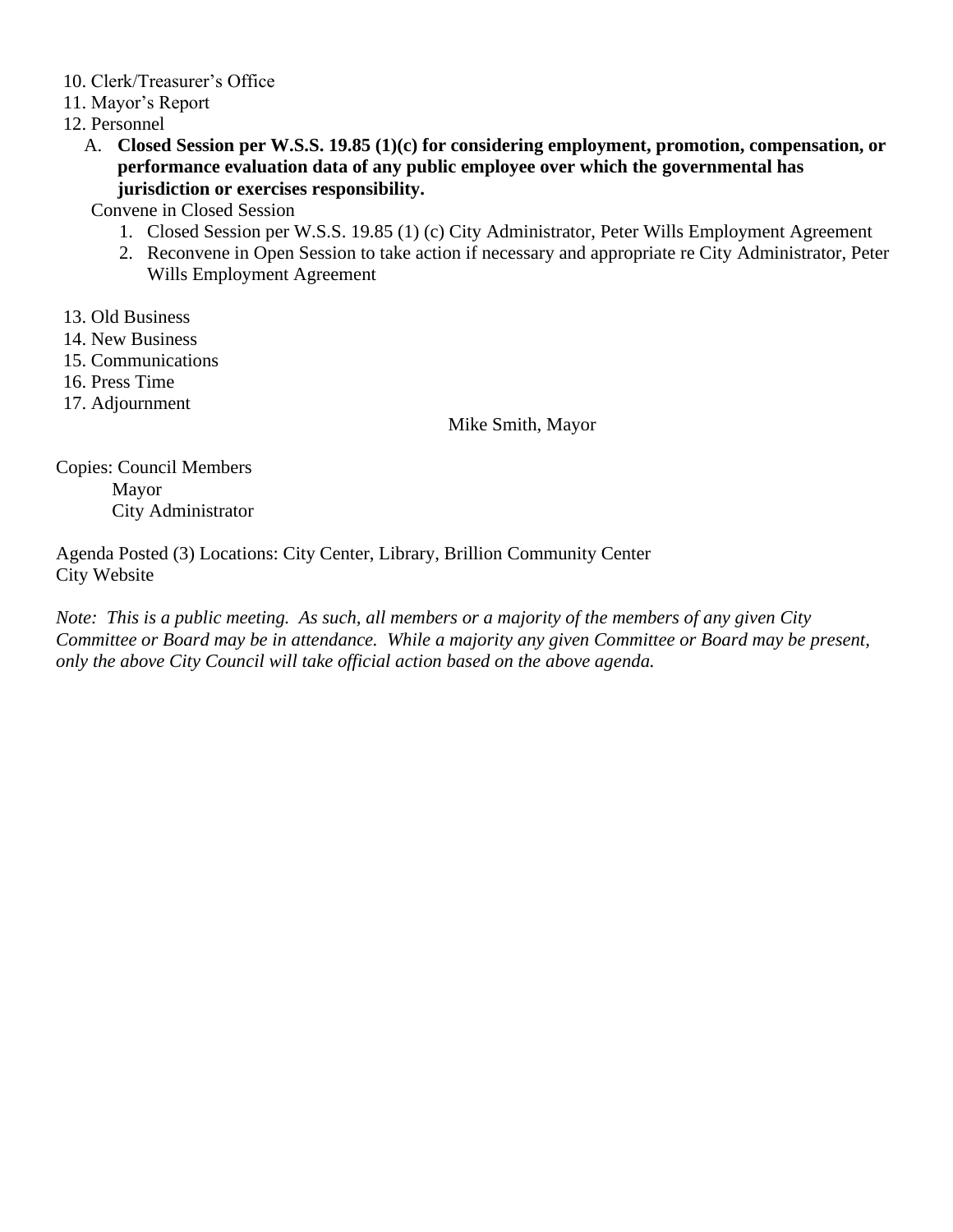10. Clerk/Treasurer's Office
11. Mayor's Report
12. Personnel
    A. **Closed Session per W.S.S. 19.85 (1)(c) for considering employment, promotion, compensation, or performance evaluation data of any public employee over which the governmental has jurisdiction or exercises responsibility.**

    Convene in Closed Session

    1. Closed Session per W.S.S. 19.85 (1) (c) City Administrator, Peter Wills Employment Agreement
    2. Reconvene in Open Session to take action if necessary and appropriate re City Administrator, Peter Wills Employment Agreement

13. Old Business
14. New Business
15. Communications
16. Press Time
17. Adjournment

Mike Smith, Mayor

Copies: Council Members
Mayor
City Administrator

Agenda Posted (3) Locations: City Center, Library, Brillion Community Center
City Website

*Note: This is a public meeting. As such, all members or a majority of the members of any given City Committee or Board may be in attendance. While a majority any given Committee or Board may be present, only the above City Council will take official action based on the above agenda.*